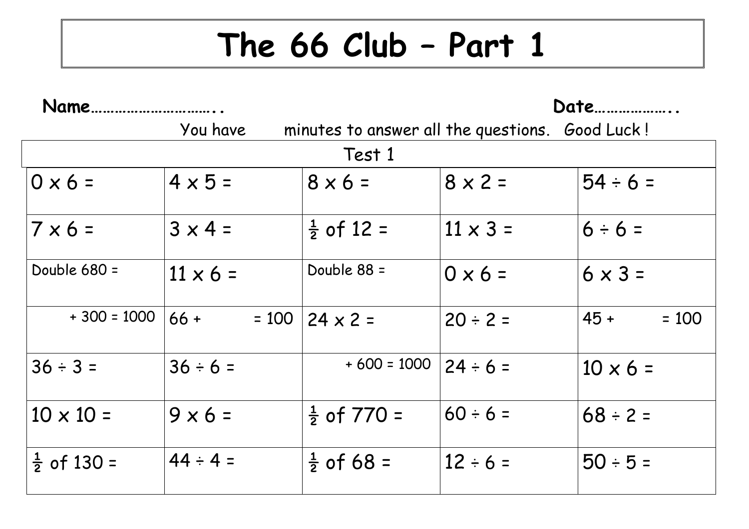# The 66 Club – Part 1

**Name…………………………..** **Date………………..**

You have minutes to answer all the questions. Good Luck !

| Test 1 | | | | |
|---|---|---|---|---|
| 0 x 6 = | 4 x 5 = | 8 x 6 = | 8 x 2 = | 54 ÷ 6 = |
| 7 x 6 = | 3 x 4 = | ½ of 12 = | 11 x 3 = | 6 ÷ 6 = |
| Double 680 = | 11 x 6 = | Double 88 = | 0 x 6 = | 6 x 3 = |
| + 300 = 1000 | 66 + = 100 | 24 x 2 = | 20 ÷ 2 = | 45 + = 100 |
| 36 ÷ 3 = | 36 ÷ 6 = | + 600 = 1000 | 24 ÷ 6 = | 10 x 6 = |
| 10 x 10 = | 9 x 6 = | ½ of 770 = | 60 ÷ 6 = | 68 ÷ 2 = |
| ½ of 130 = | 44 ÷ 4 = | ½ of 68 = | 12 ÷ 6 = | 50 ÷ 5 = |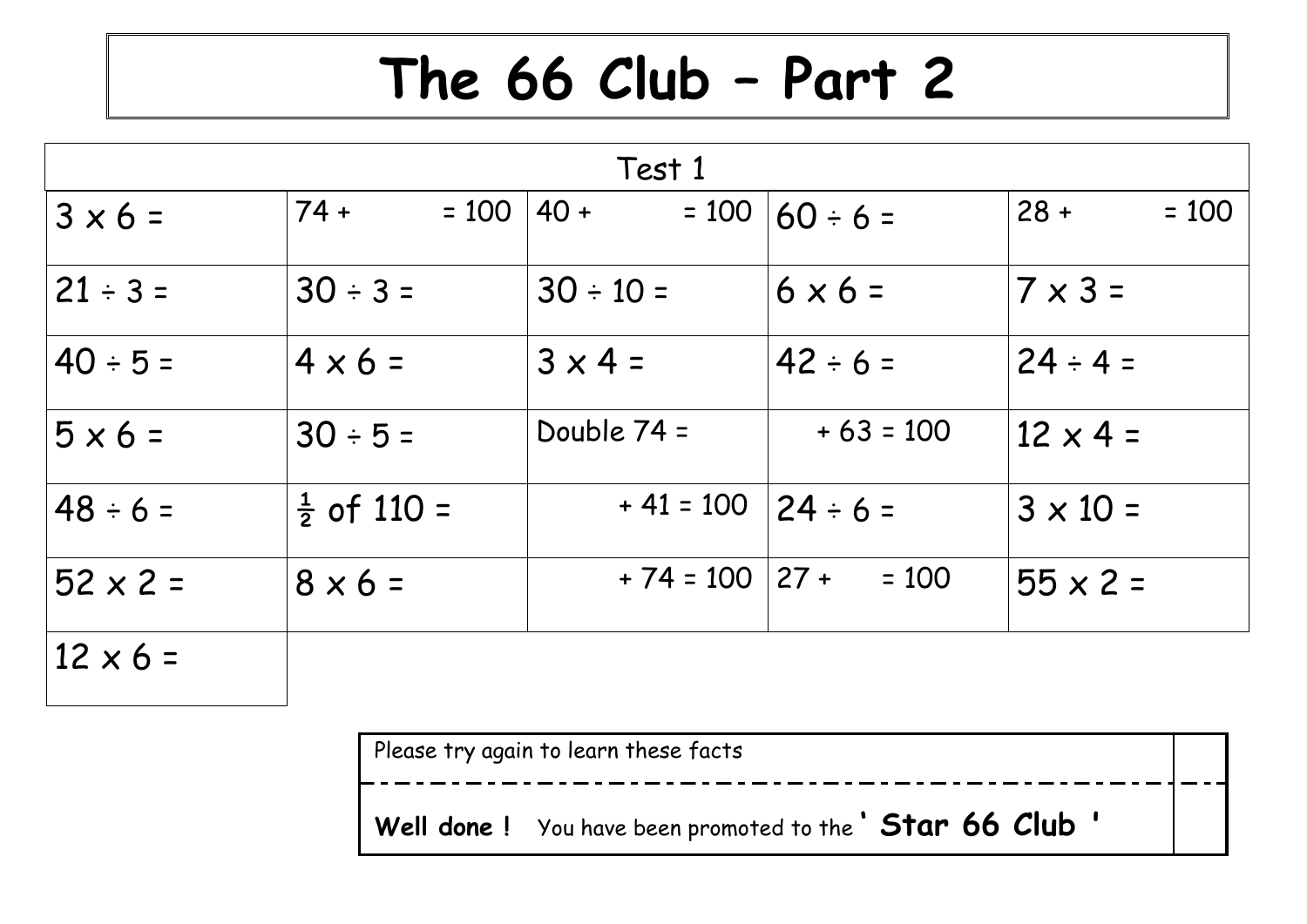# The 66 Club – Part 2

| Test 1 | | | | |
|---|---|---|---|---|
| $3 \times 6 =$ | $74 + \quad = 100$ | $40 + \quad = 100$ | $60 \div 6 =$ | $28 + \quad = 100$ |
| $21 \div 3 =$ | $30 \div 3 =$ | $30 \div 10 =$ | $6 \times 6 =$ | $7 \times 3 =$ |
| $40 \div 5 =$ | $4 \times 6 =$ | $3 \times 4 =$ | $42 \div 6 =$ | $24 \div 4 =$ |
| $5 \times 6 =$ | $30 \div 5 =$ | Double 74 = | $\quad + 63 = 100$ | $12 \times 4 =$ |
| $48 \div 6 =$ | $\frac{1}{2}$ of 110 = | $\quad + 41 = 100$ | $24 \div 6 =$ | $3 \times 10 =$ |
| $52 \times 2 =$ | $8 \times 6 =$ | $\quad + 74 = 100$ | $27 + \quad = 100$ | $55 \times 2 =$ |
| $12 \times 6 =$ | | | | |

| | |
|---|---|
| Please try again to learn these facts | |
| **Well done !** You have been promoted to the **' Star 66 Club '** | |